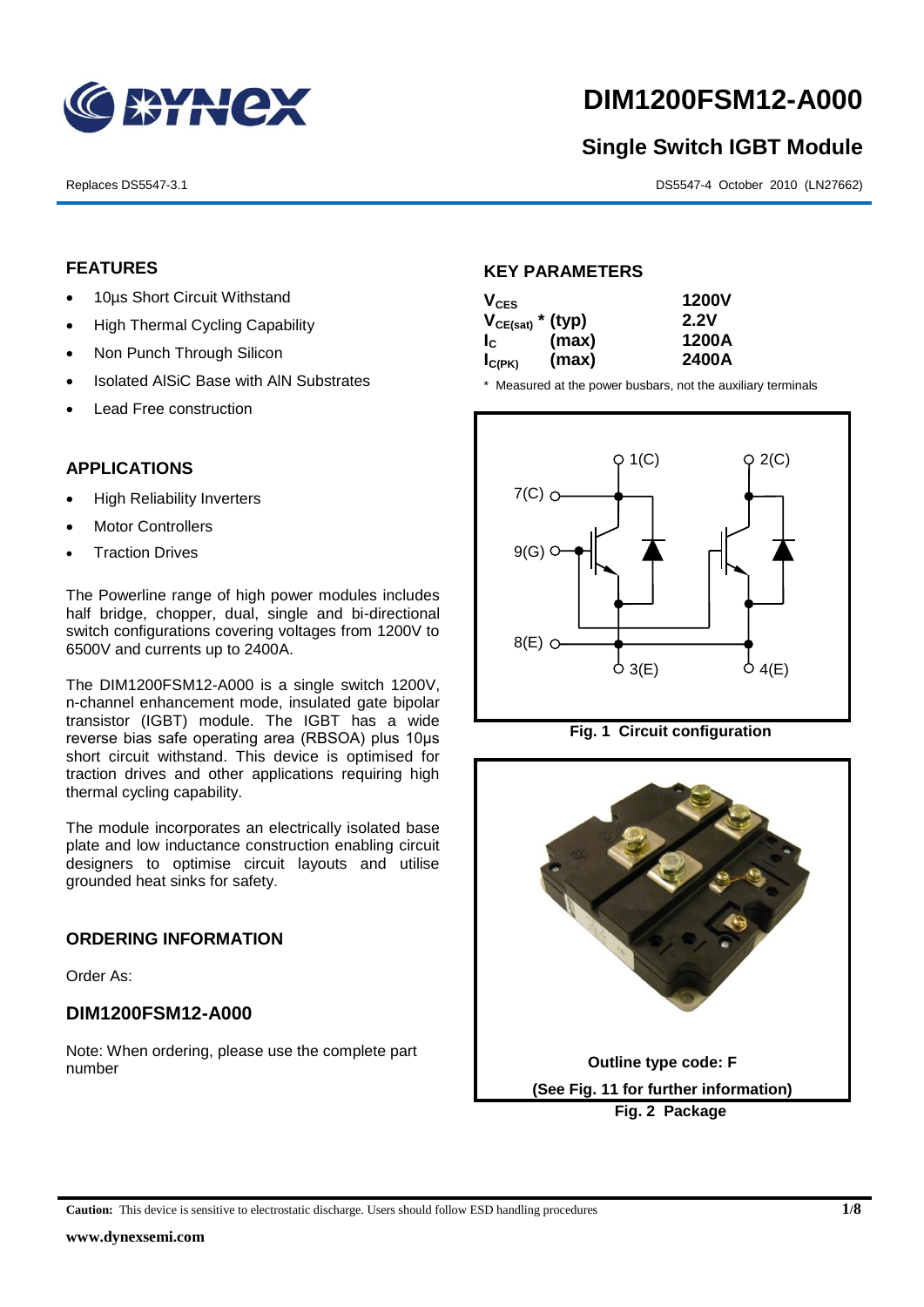# DIM1200FSM12-A000

## Single Switch IGBT Module

Replaces DS5547-3.1 DS5547-4 October 2010 (LN27662)

## FEATURES

- 10µs Short Circuit Withstand
- High Thermal Cycling Capability
- Non Punch Through Silicon
- Isolated AlSiC Base with AlN Substrates
- Lead Free construction

## APPLICATIONS

- High Reliability Inverters
- Motor Controllers
- Traction Drives

The Powerline range of high power modules includes half bridge, chopper, dual, single and bi-directional switch configurations covering voltages from 1200V to 6500V and currents up to 2400A.

The DIM1200FSM12-A000 is a single switch 1200V, n-channel enhancement mode, insulated gate bipolar transistor (IGBT) module. The IGBT has a wide reverse bias safe operating area (RBSOA) plus 10µs short circuit withstand. This device is optimised for traction drives and other applications requiring high thermal cycling capability.

The module incorporates an electrically isolated base plate and low inductance construction enabling circuit designers to optimise circuit layouts and utilise grounded heat sinks for safety.

## ORDERING INFORMATION

Order As:

### DIM1200FSM12-A000

Note: When ordering, please use the complete part number

## KEY PARAMETERS

| Parameter | | Value |
|---|---|---|
| $V_{CES}$ | | 1200V |
| $V_{CE(sat)}$ * | (typ) | 2.2V |
| $I_C$ | (max) | 1200A |
| $I_{C(PK)}$ | (max) | 2400A |

\* Measured at the power busbars, not the auxiliary terminals

Fig. 1 Circuit configuration

Outline type code: F

(See Fig. 11 for further information)

Fig. 2 Package

**Caution:** This device is sensitive to electrostatic discharge. Users should follow ESD handling procedures

www.dynexsemi.com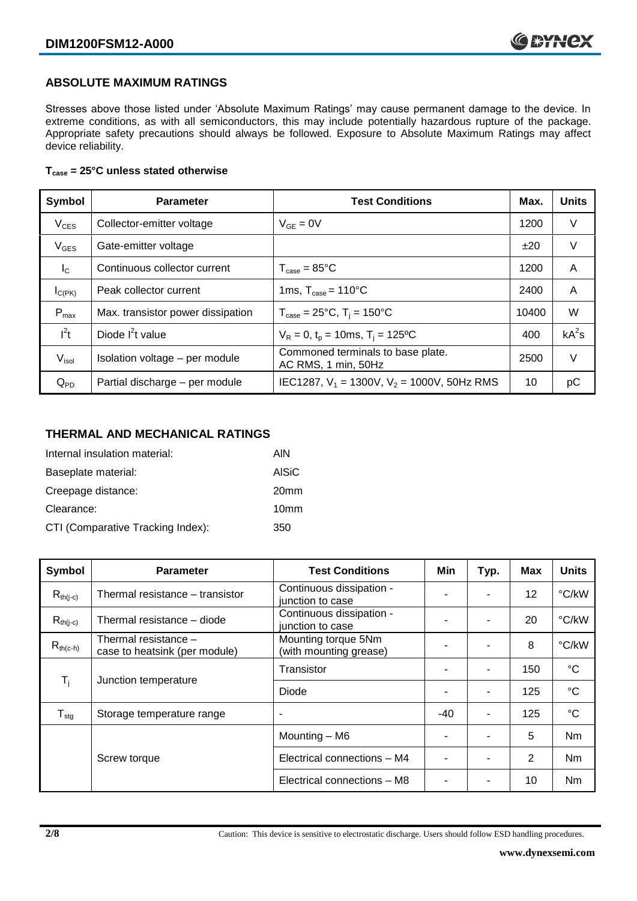## ABSOLUTE MAXIMUM RATINGS

Stresses above those listed under 'Absolute Maximum Ratings' may cause permanent damage to the device. In extreme conditions, as with all semiconductors, this may include potentially hazardous rupture of the package. Appropriate safety precautions should always be followed. Exposure to Absolute Maximum Ratings may affect device reliability.

**$T_{case}$ = 25°C unless stated otherwise**

| Symbol | Parameter | Test Conditions | Max. | Units |
|---|---|---|---|---|
| $V_{CES}$ | Collector-emitter voltage | $V_{GE} = 0V$ | 1200 | V |
| $V_{GES}$ | Gate-emitter voltage | | ±20 | V |
| $I_C$ | Continuous collector current | $T_{case} = 85°C$ | 1200 | A |
| $I_{C(PK)}$ | Peak collector current | 1ms, $T_{case} = 110°C$ | 2400 | A |
| $P_{max}$ | Max. transistor power dissipation | $T_{case} = 25°C$, $T_j = 150°C$ | 10400 | W |
| $I^2t$ | Diode $I^2t$ value | $V_R = 0$, $t_p = 10ms$, $T_j = 125°C$ | 400 | $kA^2s$ |
| $V_{isol}$ | Isolation voltage – per module | Commoned terminals to base plate. AC RMS, 1 min, 50Hz | 2500 | V |
| $Q_{PD}$ | Partial discharge – per module | IEC1287, $V_1 = 1300V$, $V_2 = 1000V$, 50Hz RMS | 10 | pC |

## THERMAL AND MECHANICAL RATINGS

Internal insulation material: AlN

Baseplate material: AlSiC

Creepage distance: 20mm

Clearance: 10mm

CTI (Comparative Tracking Index): 350

| Symbol | Parameter | Test Conditions | Min | Typ. | Max | Units |
|---|---|---|---|---|---|---|
| $R_{th(j-c)}$ | Thermal resistance – transistor | Continuous dissipation - junction to case | - | - | 12 | °C/kW |
| $R_{th(j-c)}$ | Thermal resistance – diode | Continuous dissipation - junction to case | - | - | 20 | °C/kW |
| $R_{th(c-h)}$ | Thermal resistance – case to heatsink (per module) | Mounting torque 5Nm (with mounting grease) | - | - | 8 | °C/kW |
| $T_j$ | Junction temperature | Transistor | - | - | 150 | °C |
| | | Diode | - | - | 125 | °C |
| $T_{stg}$ | Storage temperature range | - | -40 | - | 125 | °C |
| | Screw torque | Mounting – M6 | - | - | 5 | Nm |
| | | Electrical connections – M4 | - | - | 2 | Nm |
| | | Electrical connections – M8 | - | - | 10 | Nm |

Caution: This device is sensitive to electrostatic discharge. Users should follow ESD handling procedures.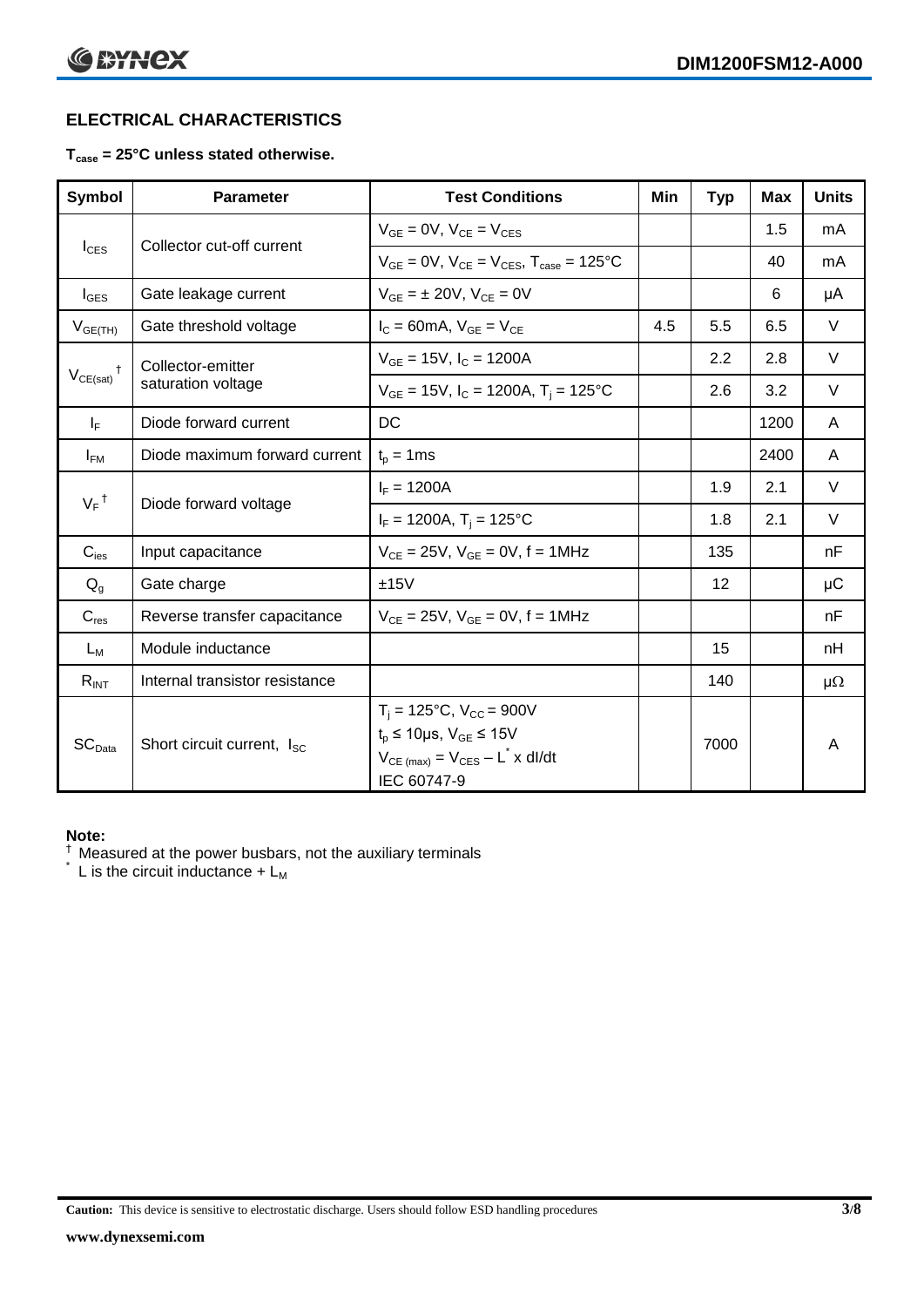## ELECTRICAL CHARACTERISTICS

**$T_{case}$ = 25°C unless stated otherwise.**

| Symbol | Parameter | Test Conditions | Min | Typ | Max | Units |
|---|---|---|---|---|---|---|
| $I_{CES}$ | Collector cut-off current | $V_{GE}$ = 0V, $V_{CE}$ = $V_{CES}$ | | | 1.5 | mA |
| | | $V_{GE}$ = 0V, $V_{CE}$ = $V_{CES}$, $T_{case}$ = 125°C | | | 40 | mA |
| $I_{GES}$ | Gate leakage current | $V_{GE}$ = ± 20V, $V_{CE}$ = 0V | | | 6 | μA |
| $V_{GE(TH)}$ | Gate threshold voltage | $I_C$ = 60mA, $V_{GE}$ = $V_{CE}$ | 4.5 | 5.5 | 6.5 | V |
| $V_{CE(sat)}$ † | Collector-emitter saturation voltage | $V_{GE}$ = 15V, $I_C$ = 1200A | | 2.2 | 2.8 | V |
| | | $V_{GE}$ = 15V, $I_C$ = 1200A, $T_j$ = 125°C | | 2.6 | 3.2 | V |
| $I_F$ | Diode forward current | DC | | | 1200 | A |
| $I_{FM}$ | Diode maximum forward current | $t_p$ = 1ms | | | 2400 | A |
| $V_F$ † | Diode forward voltage | $I_F$ = 1200A | | 1.9 | 2.1 | V |
| | | $I_F$ = 1200A, $T_j$ = 125°C | | 1.8 | 2.1 | V |
| $C_{ies}$ | Input capacitance | $V_{CE}$ = 25V, $V_{GE}$ = 0V, f = 1MHz | | 135 | | nF |
| $Q_g$ | Gate charge | ±15V | | 12 | | μC |
| $C_{res}$ | Reverse transfer capacitance | $V_{CE}$ = 25V, $V_{GE}$ = 0V, f = 1MHz | | | | nF |
| $L_M$ | Module inductance | | | 15 | | nH |
| $R_{INT}$ | Internal transistor resistance | | | 140 | | μΩ |
| $SC_{Data}$ | Short circuit current, $I_{SC}$ | $T_j$ = 125°C, $V_{CC}$ = 900V<br>$t_p$ ≤ 10μs, $V_{GE}$ ≤ 15V<br>$V_{CE\,(max)}$ = $V_{CES}$ – $L^*$ x dI/dt<br>IEC 60747-9 | | 7000 | | A |

**Note:**

† Measured at the power busbars, not the auxiliary terminals

\* L is the circuit inductance + $L_M$

**Caution:** This device is sensitive to electrostatic discharge. Users should follow ESD handling procedures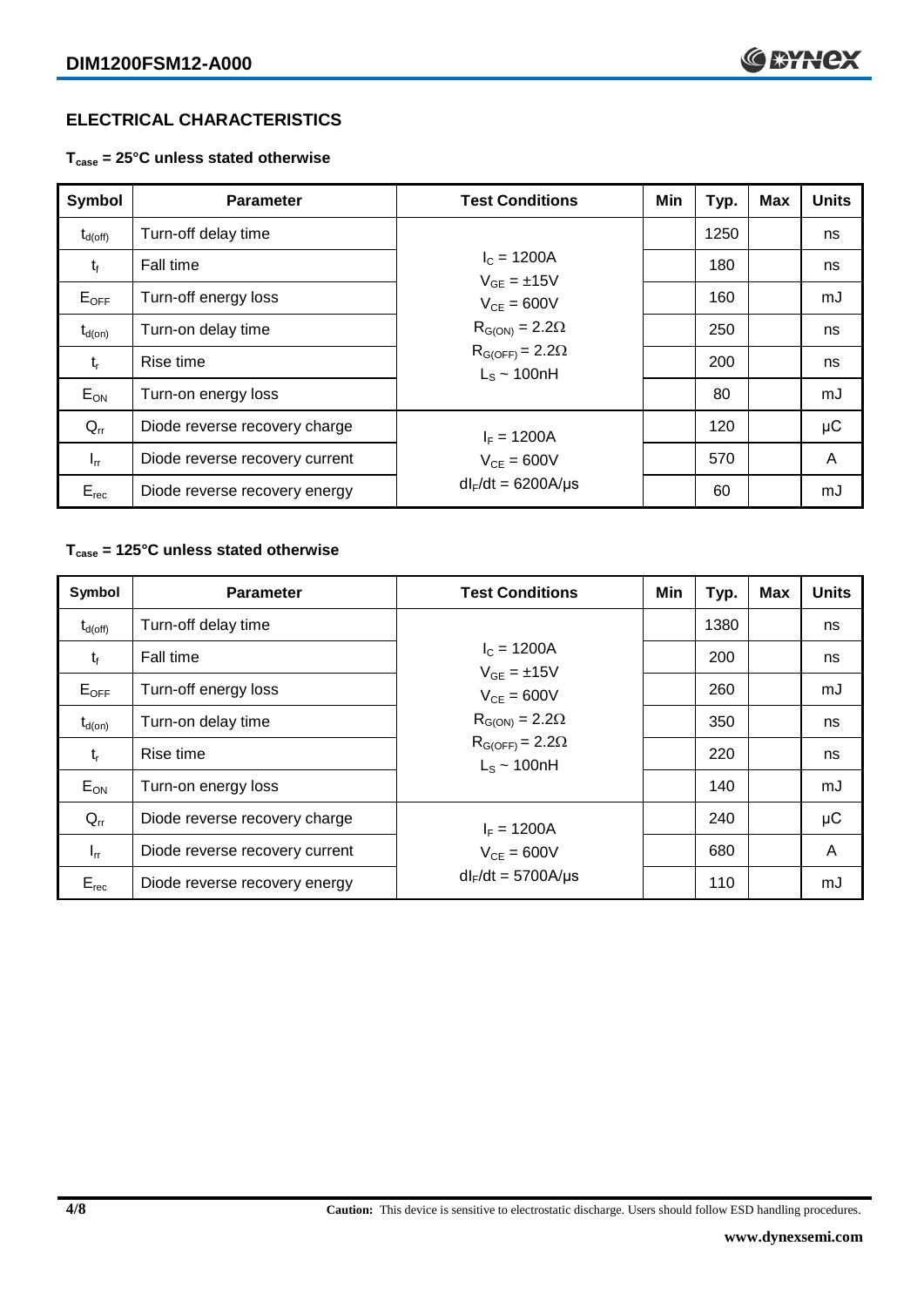## ELECTRICAL CHARACTERISTICS

**$T_{case}$ = 25°C unless stated otherwise**

| Symbol | Parameter | Test Conditions | Min | Typ. | Max | Units |
|---|---|---|---|---|---|---|
| $t_{d(off)}$ | Turn-off delay time | $I_C$ = 1200A<br>$V_{GE}$ = ±15V<br>$V_{CE}$ = 600V<br>$R_{G(ON)}$ = 2.2Ω<br>$R_{G(OFF)}$ = 2.2Ω<br>$L_S$ ~ 100nH | | 1250 | | ns |
| $t_f$ | Fall time | | | 180 | | ns |
| $E_{OFF}$ | Turn-off energy loss | | | 160 | | mJ |
| $t_{d(on)}$ | Turn-on delay time | | | 250 | | ns |
| $t_r$ | Rise time | | | 200 | | ns |
| $E_{ON}$ | Turn-on energy loss | | | 80 | | mJ |
| $Q_{rr}$ | Diode reverse recovery charge | $I_F$ = 1200A<br>$V_{CE}$ = 600V<br>$dI_F/dt$ = 6200A/μs | | 120 | | μC |
| $I_{rr}$ | Diode reverse recovery current | | | 570 | | A |
| $E_{rec}$ | Diode reverse recovery energy | | | 60 | | mJ |

**$T_{case}$ = 125°C unless stated otherwise**

| Symbol | Parameter | Test Conditions | Min | Typ. | Max | Units |
|---|---|---|---|---|---|---|
| $t_{d(off)}$ | Turn-off delay time | $I_C$ = 1200A<br>$V_{GE}$ = ±15V<br>$V_{CE}$ = 600V<br>$R_{G(ON)}$ = 2.2Ω<br>$R_{G(OFF)}$ = 2.2Ω<br>$L_S$ ~ 100nH | | 1380 | | ns |
| $t_f$ | Fall time | | | 200 | | ns |
| $E_{OFF}$ | Turn-off energy loss | | | 260 | | mJ |
| $t_{d(on)}$ | Turn-on delay time | | | 350 | | ns |
| $t_r$ | Rise time | | | 220 | | ns |
| $E_{ON}$ | Turn-on energy loss | | | 140 | | mJ |
| $Q_{rr}$ | Diode reverse recovery charge | $I_F$ = 1200A<br>$V_{CE}$ = 600V<br>$dI_F/dt$ = 5700A/μs | | 240 | | μC |
| $I_{rr}$ | Diode reverse recovery current | | | 680 | | A |
| $E_{rec}$ | Diode reverse recovery energy | | | 110 | | mJ |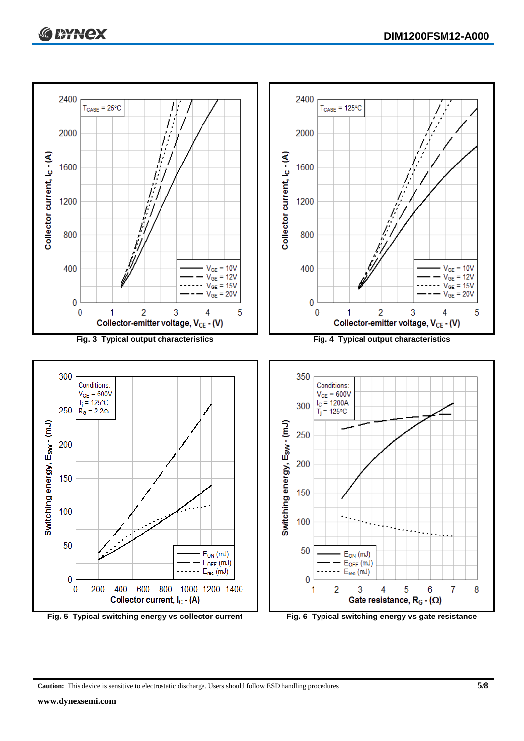Fig. 3 Typical output characteristics

Fig. 4 Typical output characteristics

Fig. 5 Typical switching energy vs collector current

Fig. 6 Typical switching energy vs gate resistance

**Caution:** This device is sensitive to electrostatic discharge. Users should follow ESD handling procedures

**www.dynexsemi.com**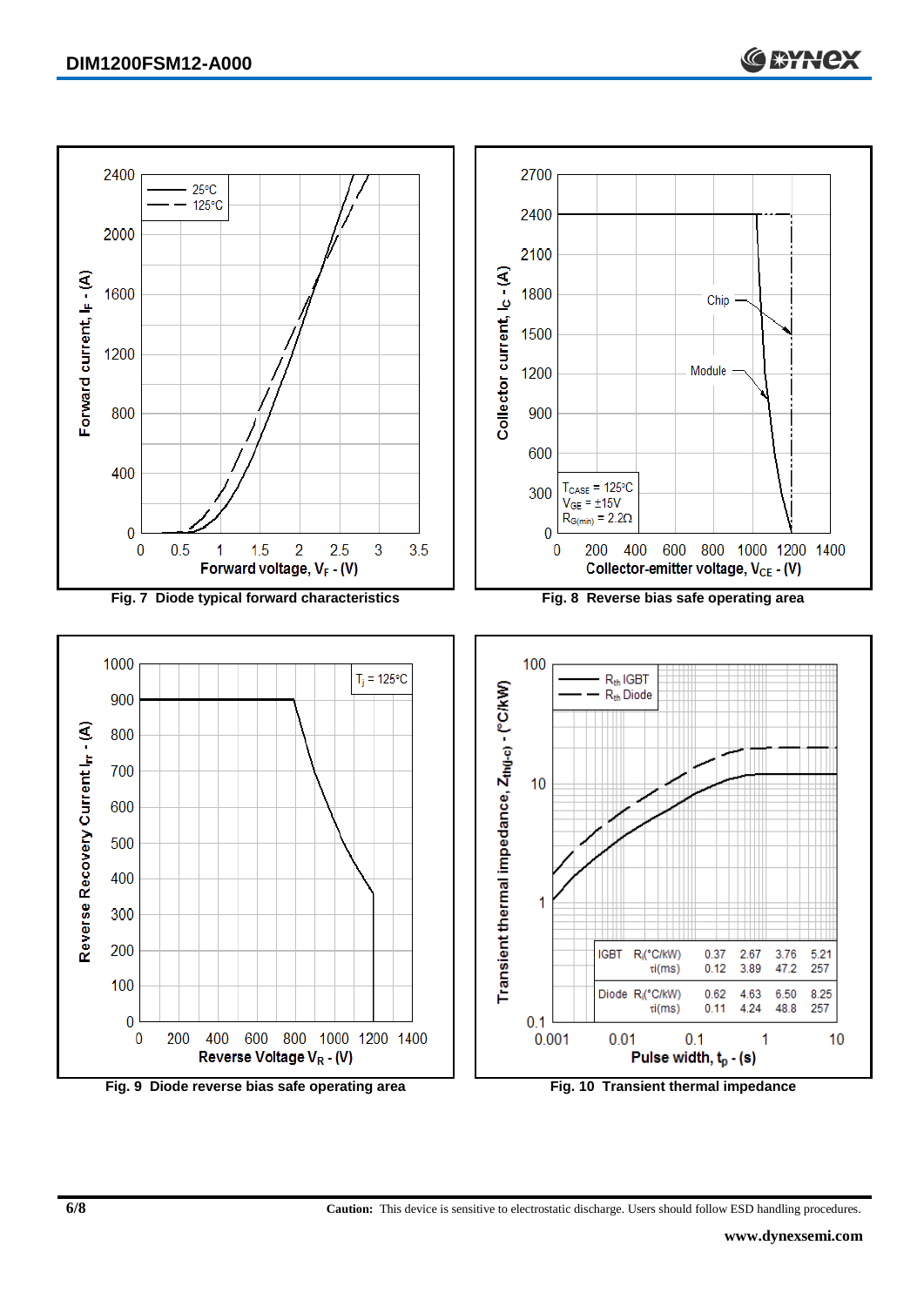Fig. 7 Diode typical forward characteristics

Fig. 8 Reverse bias safe operating area

Fig. 9 Diode reverse bias safe operating area

| | | | | | |
|---|---|---|---|---|---|
| IGBT | $R_i$(°C/kW) | 0.37 | 2.67 | 3.76 | 5.21 |
| | $\tau_i$(ms) | 0.12 | 3.89 | 47.2 | 257 |
| Diode | $R_i$(°C/kW) | 0.62 | 4.63 | 6.50 | 8.25 |
| | $\tau_i$(ms) | 0.11 | 4.24 | 48.8 | 257 |

Fig. 10 Transient thermal impedance

**Caution:** This device is sensitive to electrostatic discharge. Users should follow ESD handling procedures.

www.dynexsemi.com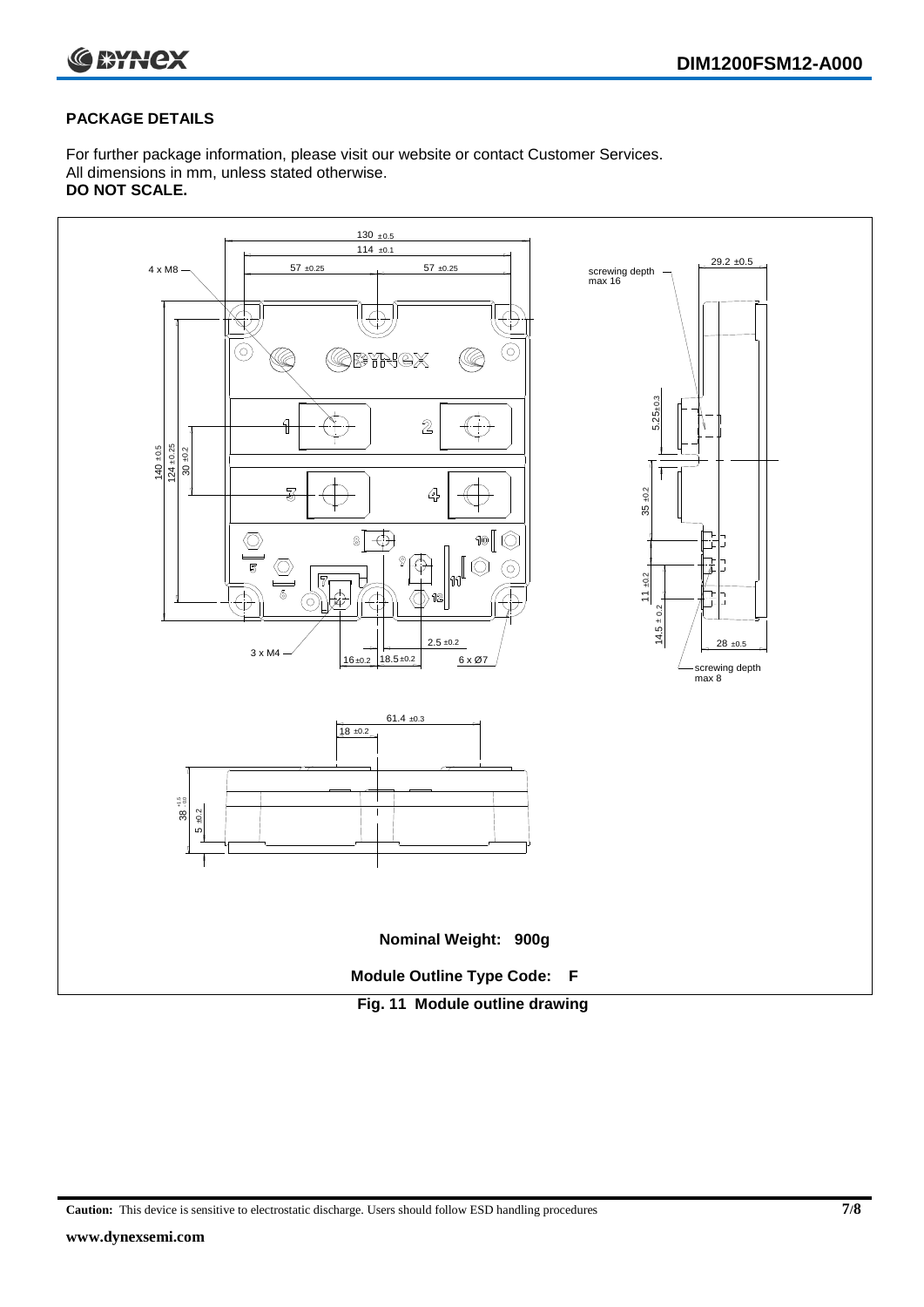## PACKAGE DETAILS

For further package information, please visit our website or contact Customer Services.
All dimensions in mm, unless stated otherwise.
**DO NOT SCALE.**

**Nominal Weight: 900g**

**Module Outline Type Code: F**

**Fig. 11 Module outline drawing**

**Caution:** This device is sensitive to electrostatic discharge. Users should follow ESD handling procedures

**www.dynexsemi.com**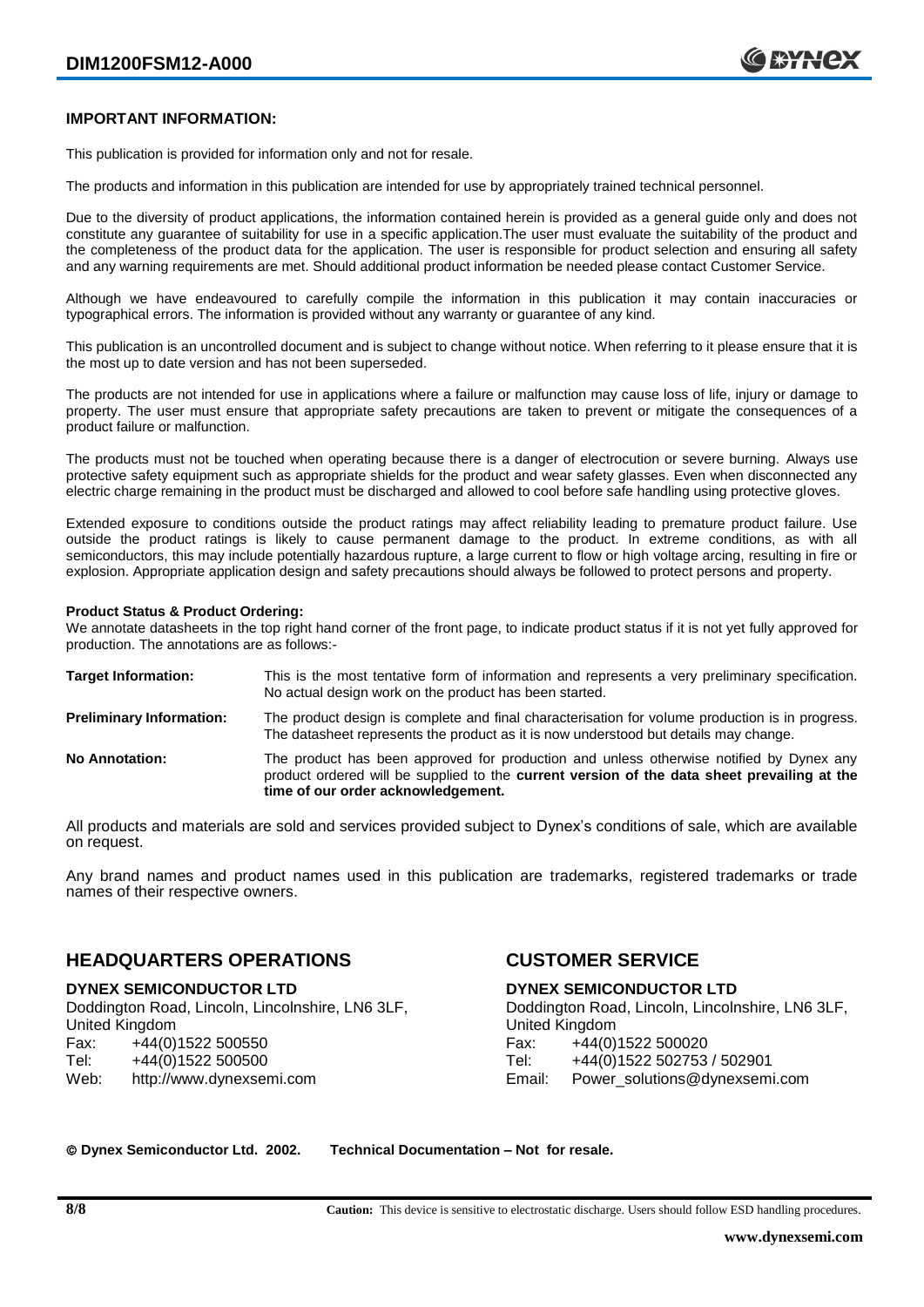**IMPORTANT INFORMATION:**

This publication is provided for information only and not for resale.

The products and information in this publication are intended for use by appropriately trained technical personnel.

Due to the diversity of product applications, the information contained herein is provided as a general guide only and does not constitute any guarantee of suitability for use in a specific application.The user must evaluate the suitability of the product and the completeness of the product data for the application. The user is responsible for product selection and ensuring all safety and any warning requirements are met. Should additional product information be needed please contact Customer Service.

Although we have endeavoured to carefully compile the information in this publication it may contain inaccuracies or typographical errors. The information is provided without any warranty or guarantee of any kind.

This publication is an uncontrolled document and is subject to change without notice. When referring to it please ensure that it is the most up to date version and has not been superseded.

The products are not intended for use in applications where a failure or malfunction may cause loss of life, injury or damage to property. The user must ensure that appropriate safety precautions are taken to prevent or mitigate the consequences of a product failure or malfunction.

The products must not be touched when operating because there is a danger of electrocution or severe burning. Always use protective safety equipment such as appropriate shields for the product and wear safety glasses. Even when disconnected any electric charge remaining in the product must be discharged and allowed to cool before safe handling using protective gloves.

Extended exposure to conditions outside the product ratings may affect reliability leading to premature product failure. Use outside the product ratings is likely to cause permanent damage to the product. In extreme conditions, as with all semiconductors, this may include potentially hazardous rupture, a large current to flow or high voltage arcing, resulting in fire or explosion. Appropriate application design and safety precautions should always be followed to protect persons and property.

**Product Status & Product Ordering:**

We annotate datasheets in the top right hand corner of the front page, to indicate product status if it is not yet fully approved for production. The annotations are as follows:-

| | |
|---|---|
| **Target Information:** | This is the most tentative form of information and represents a very preliminary specification. No actual design work on the product has been started. |
| **Preliminary Information:** | The product design is complete and final characterisation for volume production is in progress. The datasheet represents the product as it is now understood but details may change. |
| **No Annotation:** | The product has been approved for production and unless otherwise notified by Dynex any product ordered will be supplied to the **current version of the data sheet prevailing at the time of our order acknowledgement.** |

All products and materials are sold and services provided subject to Dynex's conditions of sale, which are available on request.

Any brand names and product names used in this publication are trademarks, registered trademarks or trade names of their respective owners.

## HEADQUARTERS OPERATIONS

**DYNEX SEMICONDUCTOR LTD**

Doddington Road, Lincoln, Lincolnshire, LN6 3LF, United Kingdom
Fax: +44(0)1522 500550
Tel: +44(0)1522 500500
Web: http://www.dynexsemi.com

## CUSTOMER SERVICE

**DYNEX SEMICONDUCTOR LTD**

Doddington Road, Lincoln, Lincolnshire, LN6 3LF, United Kingdom
Fax: +44(0)1522 500020
Tel: +44(0)1522 502753 / 502901
Email: Power_solutions@dynexsemi.com

**© Dynex Semiconductor Ltd. 2002. Technical Documentation – Not for resale.**

**Caution:** This device is sensitive to electrostatic discharge. Users should follow ESD handling procedures.